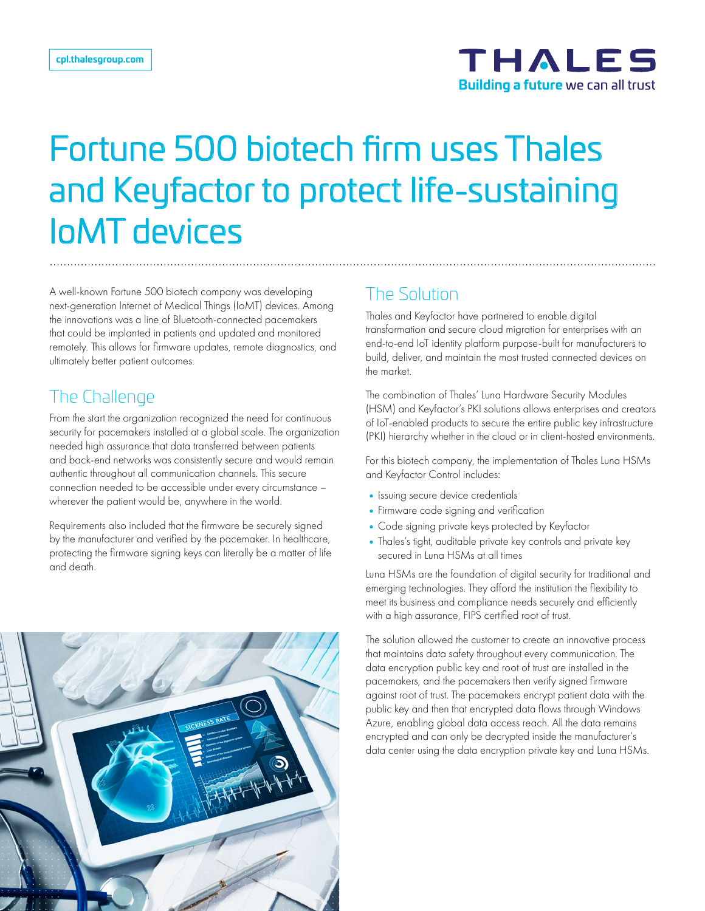cpl.thalesgroup.com

# Fortune 500 biotech firm uses Thales and Keyfactor to protect life-sustaining IoMT devices

A well-known Fortune 500 biotech company was developing next-generation Internet of Medical Things (IoMT) devices. Among the innovations was a line of Bluetooth-connected pacemakers that could be implanted in patients and updated and monitored remotely. This allows for firmware updates, remote diagnostics, and ultimately better patient outcomes.

## The Challenge

From the start the organization recognized the need for continuous security for pacemakers installed at a global scale. The organization needed high assurance that data transferred between patients and back-end networks was consistently secure and would remain authentic throughout all communication channels. This secure connection needed to be accessible under every circumstance – wherever the patient would be, anywhere in the world.

Requirements also included that the firmware be securely signed by the manufacturer and verified by the pacemaker. In healthcare, protecting the firmware signing keys can literally be a matter of life and death.

## The Solution

Thales and Keyfactor have partnered to enable digital transformation and secure cloud migration for enterprises with an end-to-end IoT identity platform purpose-built for manufacturers to build, deliver, and maintain the most trusted connected devices on the market.

The combination of Thales' Luna Hardware Security Modules (HSM) and Keyfactor's PKI solutions allows enterprises and creators of IoT-enabled products to secure the entire public key infrastructure (PKI) hierarchy whether in the cloud or in client-hosted environments.

For this biotech company, the implementation of Thales Luna HSMs and Keyfactor Control includes:

- Issuing secure device credentials
- Firmware code signing and verification
- Code signing private keys protected by Keyfactor
- Thales's tight, auditable private key controls and private key secured in Luna HSMs at all times

Luna HSMs are the foundation of digital security for traditional and emerging technologies. They afford the institution the flexibility to meet its business and compliance needs securely and efficiently with a high assurance, FIPS certified root of trust.

The solution allowed the customer to create an innovative process that maintains data safety throughout every communication. The data encryption public key and root of trust are installed in the pacemakers, and the pacemakers then verify signed firmware against root of trust. The pacemakers encrypt patient data with the public key and then that encrypted data flows through Windows Azure, enabling global data access reach. All the data remains encrypted and can only be decrypted inside the manufacturer's data center using the data encryption private key and Luna HSMs.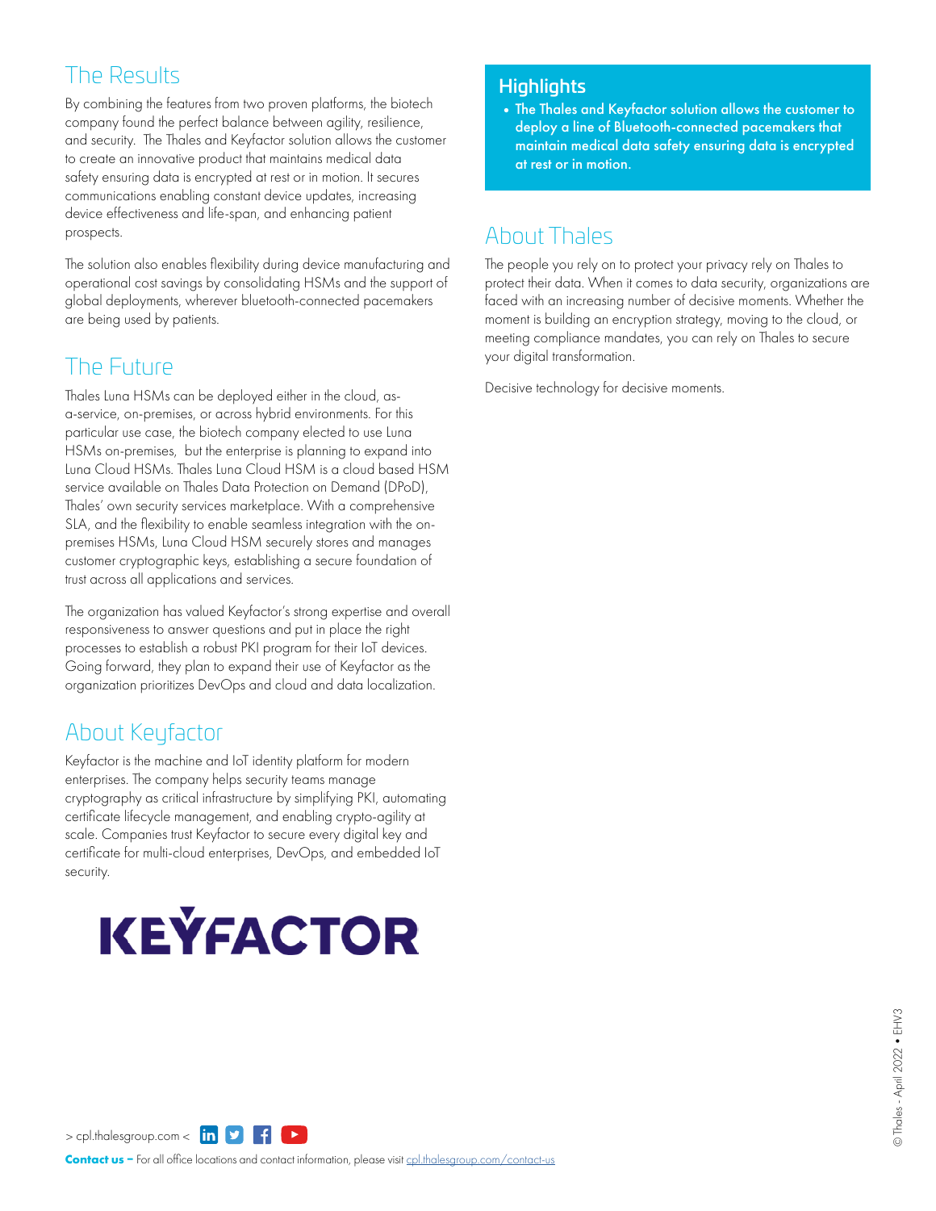## The Results

By combining the features from two proven platforms, the biotech company found the perfect balance between agility, resilience, and security. The Thales and Keyfactor solution allows the customer to create an innovative product that maintains medical data safety ensuring data is encrypted at rest or in motion. It secures communications enabling constant device updates, increasing device effectiveness and life-span, and enhancing patient prospects.

The solution also enables flexibility during device manufacturing and operational cost savings by consolidating HSMs and the support of global deployments, wherever bluetooth-connected pacemakers are being used by patients.

## The Future

Thales Luna HSMs can be deployed either in the cloud, as-a-service, on-premises, or across hybrid environments. For this particular use case, the biotech company elected to use Luna HSMs on-premises, but the enterprise is planning to expand into Luna Cloud HSMs. Thales Luna Cloud HSM is a cloud based HSM service available on Thales Data Protection on Demand (DPoD), Thales' own security services marketplace. With a comprehensive SLA, and the flexibility to enable seamless integration with the on-premises HSMs, Luna Cloud HSM securely stores and manages customer cryptographic keys, establishing a secure foundation of trust across all applications and services.

The organization has valued Keyfactor's strong expertise and overall responsiveness to answer questions and put in place the right processes to establish a robust PKI program for their IoT devices. Going forward, they plan to expand their use of Keyfactor as the organization prioritizes DevOps and cloud and data localization.

## About Keyfactor

Keyfactor is the machine and IoT identity platform for modern enterprises. The company helps security teams manage cryptography as critical infrastructure by simplifying PKI, automating certificate lifecycle management, and enabling crypto-agility at scale. Companies trust Keyfactor to secure every digital key and certificate for multi-cloud enterprises, DevOps, and embedded IoT security.

KEYFACTOR

### Highlights

- **The Thales and Keyfactor solution allows the customer to deploy a line of Bluetooth-connected pacemakers that maintain medical data safety ensuring data is encrypted at rest or in motion.**

## About Thales

The people you rely on to protect your privacy rely on Thales to protect their data. When it comes to data security, organizations are faced with an increasing number of decisive moments. Whether the moment is building an encryption strategy, moving to the cloud, or meeting compliance mandates, you can rely on Thales to secure your digital transformation.

Decisive technology for decisive moments.

> cpl.thalesgroup.com <

**Contact us –** For all office locations and contact information, please visit cpl.thalesgroup.com/contact-us

© Thales - April 2022 • EHV3